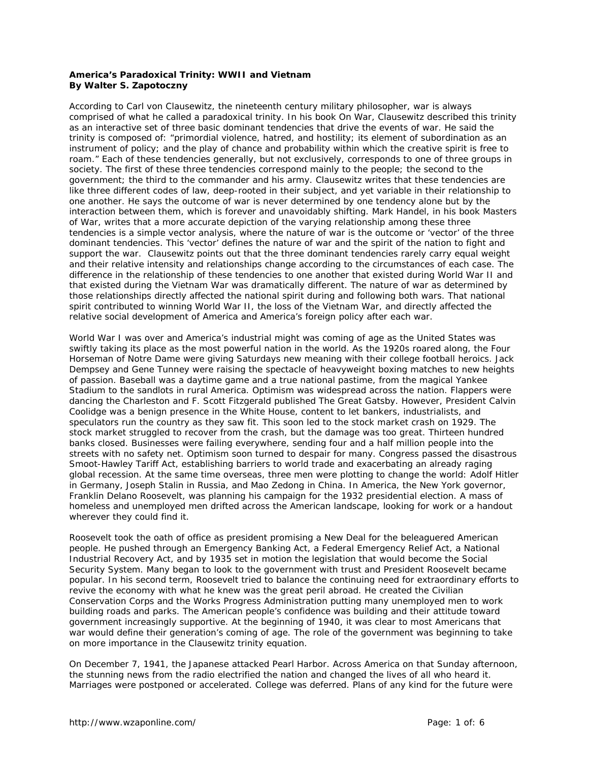**America's Paradoxical Trinity: WWII and Vietnam**
**By Walter S. Zapotoczny**

According to Carl von Clausewitz, the nineteenth century military philosopher, war is always comprised of what he called a paradoxical trinity. In his book On War, Clausewitz described this trinity as an interactive set of three basic dominant tendencies that drive the events of war. He said the trinity is composed of: "primordial violence, hatred, and hostility; its element of subordination as an instrument of policy; and the play of chance and probability within which the creative spirit is free to roam." Each of these tendencies generally, but not exclusively, corresponds to one of three groups in society. The first of these three tendencies correspond mainly to the people; the second to the government; the third to the commander and his army. Clausewitz writes that these tendencies are like three different codes of law, deep-rooted in their subject, and yet variable in their relationship to one another. He says the outcome of war is never determined by one tendency alone but by the interaction between them, which is forever and unavoidably shifting. Mark Handel, in his book Masters of War, writes that a more accurate depiction of the varying relationship among these three tendencies is a simple vector analysis, where the nature of war is the outcome or 'vector' of the three dominant tendencies. This 'vector' defines the nature of war and the spirit of the nation to fight and support the war. Clausewitz points out that the three dominant tendencies rarely carry equal weight and their relative intensity and relationships change according to the circumstances of each case. The difference in the relationship of these tendencies to one another that existed during World War II and that existed during the Vietnam War was dramatically different. The nature of war as determined by those relationships directly affected the national spirit during and following both wars. That national spirit contributed to winning World War II, the loss of the Vietnam War, and directly affected the relative social development of America and America's foreign policy after each war.

World War I was over and America's industrial might was coming of age as the United States was swiftly taking its place as the most powerful nation in the world. As the 1920s roared along, the Four Horseman of Notre Dame were giving Saturdays new meaning with their college football heroics. Jack Dempsey and Gene Tunney were raising the spectacle of heavyweight boxing matches to new heights of passion. Baseball was a daytime game and a true national pastime, from the magical Yankee Stadium to the sandlots in rural America. Optimism was widespread across the nation. Flappers were dancing the Charleston and F. Scott Fitzgerald published The Great Gatsby. However, President Calvin Coolidge was a benign presence in the White House, content to let bankers, industrialists, and speculators run the country as they saw fit. This soon led to the stock market crash on 1929. The stock market struggled to recover from the crash, but the damage was too great. Thirteen hundred banks closed. Businesses were failing everywhere, sending four and a half million people into the streets with no safety net. Optimism soon turned to despair for many. Congress passed the disastrous Smoot-Hawley Tariff Act, establishing barriers to world trade and exacerbating an already raging global recession. At the same time overseas, three men were plotting to change the world: Adolf Hitler in Germany, Joseph Stalin in Russia, and Mao Zedong in China. In America, the New York governor, Franklin Delano Roosevelt, was planning his campaign for the 1932 presidential election. A mass of homeless and unemployed men drifted across the American landscape, looking for work or a handout wherever they could find it.

Roosevelt took the oath of office as president promising a New Deal for the beleaguered American people. He pushed through an Emergency Banking Act, a Federal Emergency Relief Act, a National Industrial Recovery Act, and by 1935 set in motion the legislation that would become the Social Security System. Many began to look to the government with trust and President Roosevelt became popular. In his second term, Roosevelt tried to balance the continuing need for extraordinary efforts to revive the economy with what he knew was the great peril abroad. He created the Civilian Conservation Corps and the Works Progress Administration putting many unemployed men to work building roads and parks. The American people's confidence was building and their attitude toward government increasingly supportive. At the beginning of 1940, it was clear to most Americans that war would define their generation's coming of age. The role of the government was beginning to take on more importance in the Clausewitz trinity equation.

On December 7, 1941, the Japanese attacked Pearl Harbor. Across America on that Sunday afternoon, the stunning news from the radio electrified the nation and changed the lives of all who heard it. Marriages were postponed or accelerated. College was deferred. Plans of any kind for the future were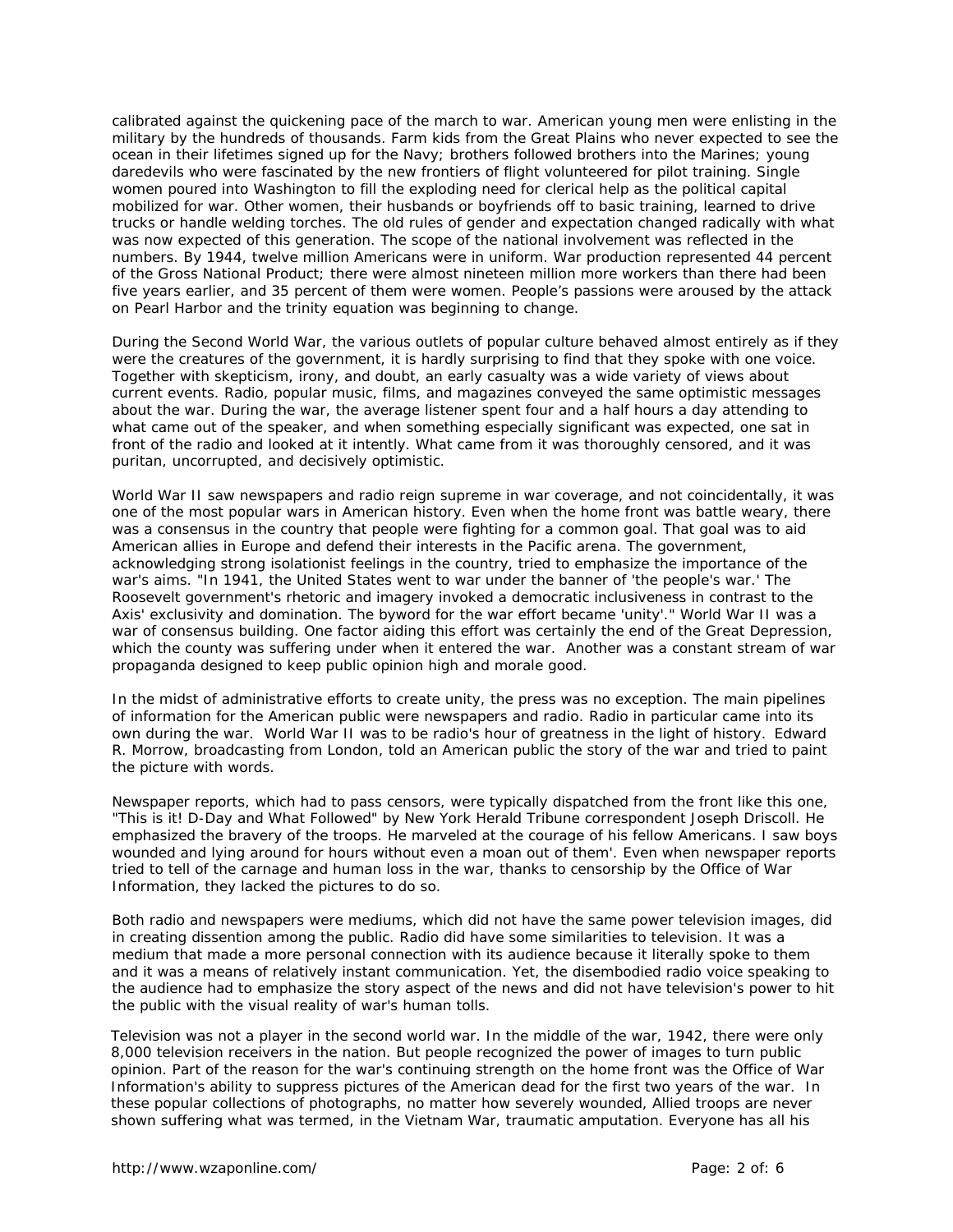calibrated against the quickening pace of the march to war. American young men were enlisting in the military by the hundreds of thousands. Farm kids from the Great Plains who never expected to see the ocean in their lifetimes signed up for the Navy; brothers followed brothers into the Marines; young daredevils who were fascinated by the new frontiers of flight volunteered for pilot training. Single women poured into Washington to fill the exploding need for clerical help as the political capital mobilized for war. Other women, their husbands or boyfriends off to basic training, learned to drive trucks or handle welding torches. The old rules of gender and expectation changed radically with what was now expected of this generation. The scope of the national involvement was reflected in the numbers. By 1944, twelve million Americans were in uniform. War production represented 44 percent of the Gross National Product; there were almost nineteen million more workers than there had been five years earlier, and 35 percent of them were women. People's passions were aroused by the attack on Pearl Harbor and the trinity equation was beginning to change.

During the Second World War, the various outlets of popular culture behaved almost entirely as if they were the creatures of the government, it is hardly surprising to find that they spoke with one voice. Together with skepticism, irony, and doubt, an early casualty was a wide variety of views about current events. Radio, popular music, films, and magazines conveyed the same optimistic messages about the war. During the war, the average listener spent four and a half hours a day attending to what came out of the speaker, and when something especially significant was expected, one sat in front of the radio and looked at it intently. What came from it was thoroughly censored, and it was puritan, uncorrupted, and decisively optimistic.

World War II saw newspapers and radio reign supreme in war coverage, and not coincidentally, it was one of the most popular wars in American history. Even when the home front was battle weary, there was a consensus in the country that people were fighting for a common goal. That goal was to aid American allies in Europe and defend their interests in the Pacific arena. The government, acknowledging strong isolationist feelings in the country, tried to emphasize the importance of the war's aims. "In 1941, the United States went to war under the banner of 'the people's war.' The Roosevelt government's rhetoric and imagery invoked a democratic inclusiveness in contrast to the Axis' exclusivity and domination. The byword for the war effort became 'unity'." World War II was a war of consensus building. One factor aiding this effort was certainly the end of the Great Depression, which the county was suffering under when it entered the war. Another was a constant stream of war propaganda designed to keep public opinion high and morale good.

In the midst of administrative efforts to create unity, the press was no exception. The main pipelines of information for the American public were newspapers and radio. Radio in particular came into its own during the war. World War II was to be radio's hour of greatness in the light of history. Edward R. Morrow, broadcasting from London, told an American public the story of the war and tried to paint the picture with words.

Newspaper reports, which had to pass censors, were typically dispatched from the front like this one, "This is it! D-Day and What Followed" by New York Herald Tribune correspondent Joseph Driscoll. He emphasized the bravery of the troops. He marveled at the courage of his fellow Americans. I saw boys wounded and lying around for hours without even a moan out of them'. Even when newspaper reports tried to tell of the carnage and human loss in the war, thanks to censorship by the Office of War Information, they lacked the pictures to do so.

Both radio and newspapers were mediums, which did not have the same power television images, did in creating dissention among the public. Radio did have some similarities to television. It was a medium that made a more personal connection with its audience because it literally spoke to them and it was a means of relatively instant communication. Yet, the disembodied radio voice speaking to the audience had to emphasize the story aspect of the news and did not have television's power to hit the public with the visual reality of war's human tolls.

Television was not a player in the second world war. In the middle of the war, 1942, there were only 8,000 television receivers in the nation. But people recognized the power of images to turn public opinion. Part of the reason for the war's continuing strength on the home front was the Office of War Information's ability to suppress pictures of the American dead for the first two years of the war. In these popular collections of photographs, no matter how severely wounded, Allied troops are never shown suffering what was termed, in the Vietnam War, traumatic amputation. Everyone has all his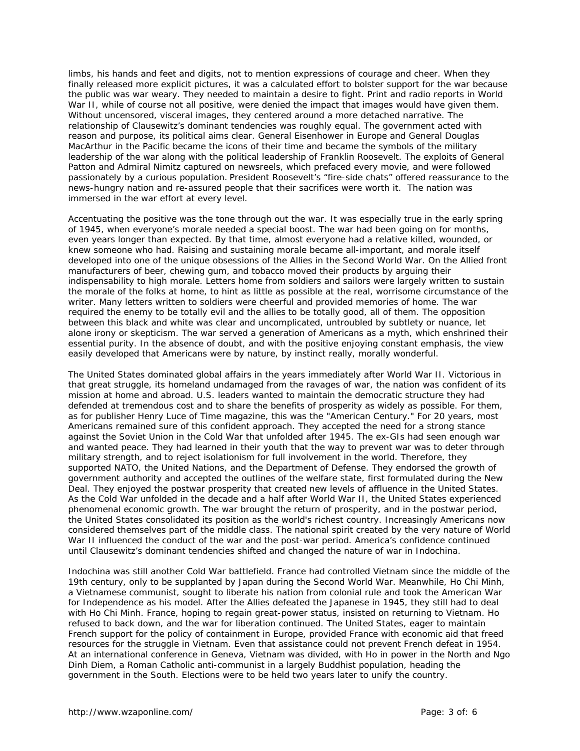limbs, his hands and feet and digits, not to mention expressions of courage and cheer. When they finally released more explicit pictures, it was a calculated effort to bolster support for the war because the public was war weary. They needed to maintain a desire to fight. Print and radio reports in World War II, while of course not all positive, were denied the impact that images would have given them. Without uncensored, visceral images, they centered around a more detached narrative. The relationship of Clausewitz's dominant tendencies was roughly equal. The government acted with reason and purpose, its political aims clear. General Eisenhower in Europe and General Douglas MacArthur in the Pacific became the icons of their time and became the symbols of the military leadership of the war along with the political leadership of Franklin Roosevelt. The exploits of General Patton and Admiral Nimitz captured on newsreels, which prefaced every movie, and were followed passionately by a curious population. President Roosevelt's "fire-side chats" offered reassurance to the news-hungry nation and re-assured people that their sacrifices were worth it. The nation was immersed in the war effort at every level.

Accentuating the positive was the tone through out the war. It was especially true in the early spring of 1945, when everyone's morale needed a special boost. The war had been going on for months, even years longer than expected. By that time, almost everyone had a relative killed, wounded, or knew someone who had. Raising and sustaining morale became all-important, and morale itself developed into one of the unique obsessions of the Allies in the Second World War. On the Allied front manufacturers of beer, chewing gum, and tobacco moved their products by arguing their indispensability to high morale. Letters home from soldiers and sailors were largely written to sustain the morale of the folks at home, to hint as little as possible at the real, worrisome circumstance of the writer. Many letters written to soldiers were cheerful and provided memories of home. The war required the enemy to be totally evil and the allies to be totally good, all of them. The opposition between this black and white was clear and uncomplicated, untroubled by subtlety or nuance, let alone irony or skepticism. The war served a generation of Americans as a myth, which enshrined their essential purity. In the absence of doubt, and with the positive enjoying constant emphasis, the view easily developed that Americans were by nature, by instinct really, morally wonderful.

The United States dominated global affairs in the years immediately after World War II. Victorious in that great struggle, its homeland undamaged from the ravages of war, the nation was confident of its mission at home and abroad. U.S. leaders wanted to maintain the democratic structure they had defended at tremendous cost and to share the benefits of prosperity as widely as possible. For them, as for publisher Henry Luce of Time magazine, this was the "American Century." For 20 years, most Americans remained sure of this confident approach. They accepted the need for a strong stance against the Soviet Union in the Cold War that unfolded after 1945. The ex-GIs had seen enough war and wanted peace. They had learned in their youth that the way to prevent war was to deter through military strength, and to reject isolationism for full involvement in the world. Therefore, they supported NATO, the United Nations, and the Department of Defense. They endorsed the growth of government authority and accepted the outlines of the welfare state, first formulated during the New Deal. They enjoyed the postwar prosperity that created new levels of affluence in the United States. As the Cold War unfolded in the decade and a half after World War II, the United States experienced phenomenal economic growth. The war brought the return of prosperity, and in the postwar period, the United States consolidated its position as the world's richest country. Increasingly Americans now considered themselves part of the middle class. The national spirit created by the very nature of World War II influenced the conduct of the war and the post-war period. America's confidence continued until Clausewitz's dominant tendencies shifted and changed the nature of war in Indochina.

Indochina was still another Cold War battlefield. France had controlled Vietnam since the middle of the 19th century, only to be supplanted by Japan during the Second World War. Meanwhile, Ho Chi Minh, a Vietnamese communist, sought to liberate his nation from colonial rule and took the American War for Independence as his model. After the Allies defeated the Japanese in 1945, they still had to deal with Ho Chi Minh. France, hoping to regain great-power status, insisted on returning to Vietnam. Ho refused to back down, and the war for liberation continued. The United States, eager to maintain French support for the policy of containment in Europe, provided France with economic aid that freed resources for the struggle in Vietnam. Even that assistance could not prevent French defeat in 1954. At an international conference in Geneva, Vietnam was divided, with Ho in power in the North and Ngo Dinh Diem, a Roman Catholic anti-communist in a largely Buddhist population, heading the government in the South. Elections were to be held two years later to unify the country.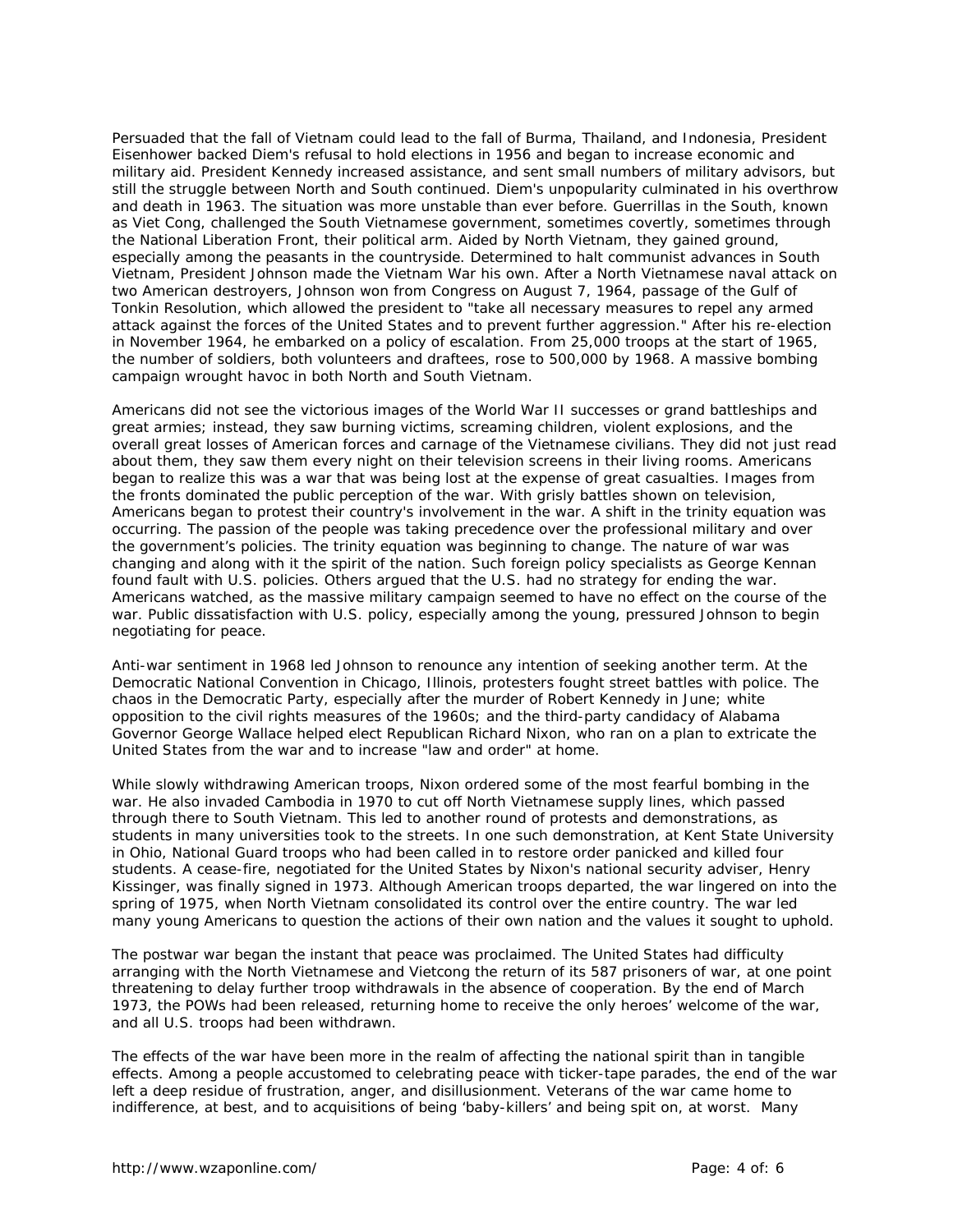Persuaded that the fall of Vietnam could lead to the fall of Burma, Thailand, and Indonesia, President Eisenhower backed Diem's refusal to hold elections in 1956 and began to increase economic and military aid. President Kennedy increased assistance, and sent small numbers of military advisors, but still the struggle between North and South continued. Diem's unpopularity culminated in his overthrow and death in 1963. The situation was more unstable than ever before. Guerrillas in the South, known as Viet Cong, challenged the South Vietnamese government, sometimes covertly, sometimes through the National Liberation Front, their political arm. Aided by North Vietnam, they gained ground, especially among the peasants in the countryside. Determined to halt communist advances in South Vietnam, President Johnson made the Vietnam War his own. After a North Vietnamese naval attack on two American destroyers, Johnson won from Congress on August 7, 1964, passage of the Gulf of Tonkin Resolution, which allowed the president to "take all necessary measures to repel any armed attack against the forces of the United States and to prevent further aggression." After his re-election in November 1964, he embarked on a policy of escalation. From 25,000 troops at the start of 1965, the number of soldiers, both volunteers and draftees, rose to 500,000 by 1968. A massive bombing campaign wrought havoc in both North and South Vietnam.

Americans did not see the victorious images of the World War II successes or grand battleships and great armies; instead, they saw burning victims, screaming children, violent explosions, and the overall great losses of American forces and carnage of the Vietnamese civilians. They did not just read about them, they saw them every night on their television screens in their living rooms. Americans began to realize this was a war that was being lost at the expense of great casualties. Images from the fronts dominated the public perception of the war. With grisly battles shown on television, Americans began to protest their country's involvement in the war. A shift in the trinity equation was occurring. The passion of the people was taking precedence over the professional military and over the government's policies. The trinity equation was beginning to change. The nature of war was changing and along with it the spirit of the nation. Such foreign policy specialists as George Kennan found fault with U.S. policies. Others argued that the U.S. had no strategy for ending the war. Americans watched, as the massive military campaign seemed to have no effect on the course of the war. Public dissatisfaction with U.S. policy, especially among the young, pressured Johnson to begin negotiating for peace.

Anti-war sentiment in 1968 led Johnson to renounce any intention of seeking another term. At the Democratic National Convention in Chicago, Illinois, protesters fought street battles with police. The chaos in the Democratic Party, especially after the murder of Robert Kennedy in June; white opposition to the civil rights measures of the 1960s; and the third-party candidacy of Alabama Governor George Wallace helped elect Republican Richard Nixon, who ran on a plan to extricate the United States from the war and to increase "law and order" at home.

While slowly withdrawing American troops, Nixon ordered some of the most fearful bombing in the war. He also invaded Cambodia in 1970 to cut off North Vietnamese supply lines, which passed through there to South Vietnam. This led to another round of protests and demonstrations, as students in many universities took to the streets. In one such demonstration, at Kent State University in Ohio, National Guard troops who had been called in to restore order panicked and killed four students. A cease-fire, negotiated for the United States by Nixon's national security adviser, Henry Kissinger, was finally signed in 1973. Although American troops departed, the war lingered on into the spring of 1975, when North Vietnam consolidated its control over the entire country. The war led many young Americans to question the actions of their own nation and the values it sought to uphold.

The postwar war began the instant that peace was proclaimed. The United States had difficulty arranging with the North Vietnamese and Vietcong the return of its 587 prisoners of war, at one point threatening to delay further troop withdrawals in the absence of cooperation. By the end of March 1973, the POWs had been released, returning home to receive the only heroes' welcome of the war, and all U.S. troops had been withdrawn.

The effects of the war have been more in the realm of affecting the national spirit than in tangible effects. Among a people accustomed to celebrating peace with ticker-tape parades, the end of the war left a deep residue of frustration, anger, and disillusionment. Veterans of the war came home to indifference, at best, and to acquisitions of being 'baby-killers' and being spit on, at worst. Many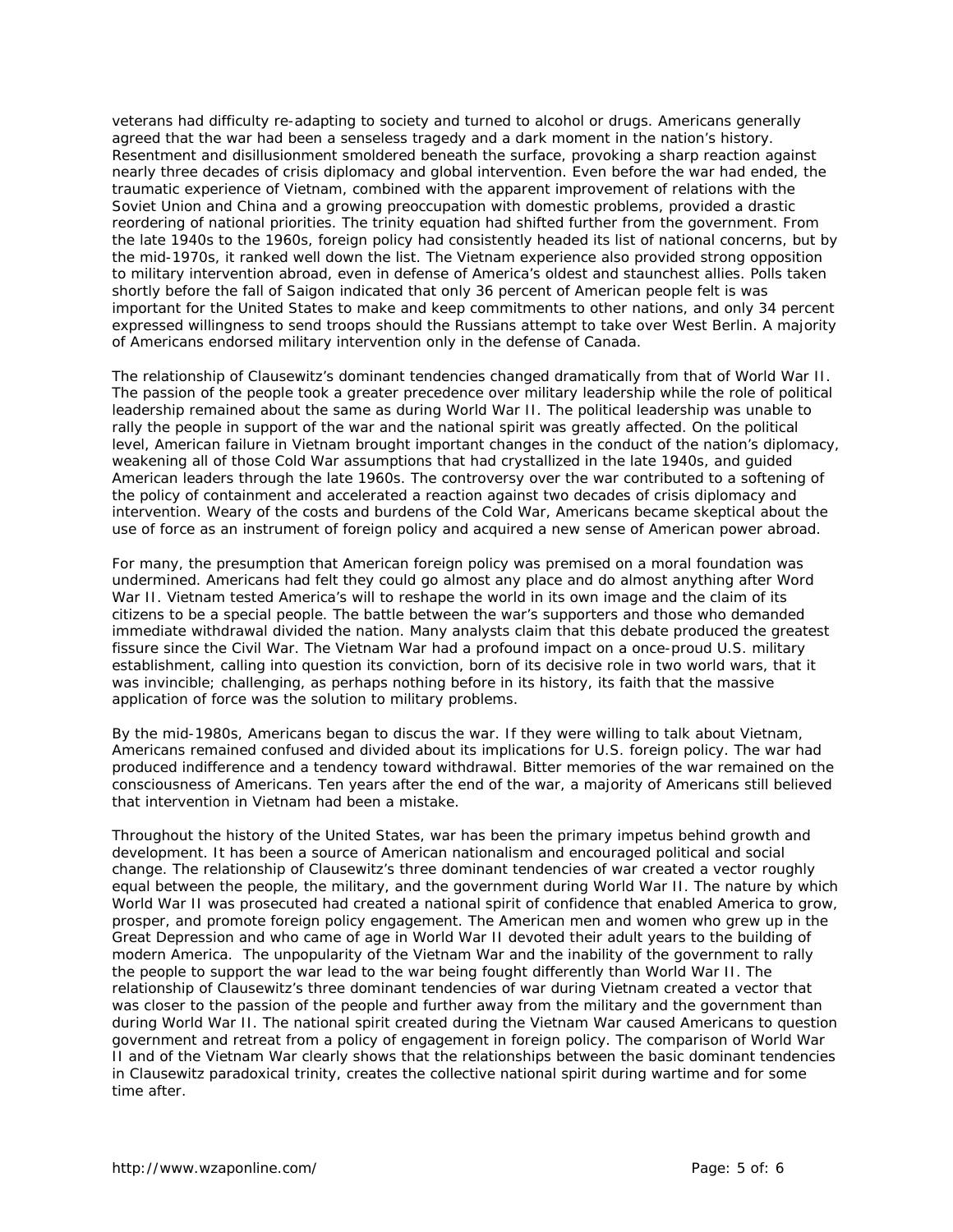veterans had difficulty re-adapting to society and turned to alcohol or drugs. Americans generally agreed that the war had been a senseless tragedy and a dark moment in the nation's history. Resentment and disillusionment smoldered beneath the surface, provoking a sharp reaction against nearly three decades of crisis diplomacy and global intervention. Even before the war had ended, the traumatic experience of Vietnam, combined with the apparent improvement of relations with the Soviet Union and China and a growing preoccupation with domestic problems, provided a drastic reordering of national priorities. The trinity equation had shifted further from the government. From the late 1940s to the 1960s, foreign policy had consistently headed its list of national concerns, but by the mid-1970s, it ranked well down the list. The Vietnam experience also provided strong opposition to military intervention abroad, even in defense of America's oldest and staunchest allies. Polls taken shortly before the fall of Saigon indicated that only 36 percent of American people felt is was important for the United States to make and keep commitments to other nations, and only 34 percent expressed willingness to send troops should the Russians attempt to take over West Berlin. A majority of Americans endorsed military intervention only in the defense of Canada.

The relationship of Clausewitz's dominant tendencies changed dramatically from that of World War II. The passion of the people took a greater precedence over military leadership while the role of political leadership remained about the same as during World War II. The political leadership was unable to rally the people in support of the war and the national spirit was greatly affected. On the political level, American failure in Vietnam brought important changes in the conduct of the nation's diplomacy, weakening all of those Cold War assumptions that had crystallized in the late 1940s, and guided American leaders through the late 1960s. The controversy over the war contributed to a softening of the policy of containment and accelerated a reaction against two decades of crisis diplomacy and intervention. Weary of the costs and burdens of the Cold War, Americans became skeptical about the use of force as an instrument of foreign policy and acquired a new sense of American power abroad.

For many, the presumption that American foreign policy was premised on a moral foundation was undermined. Americans had felt they could go almost any place and do almost anything after Word War II. Vietnam tested America's will to reshape the world in its own image and the claim of its citizens to be a special people. The battle between the war's supporters and those who demanded immediate withdrawal divided the nation. Many analysts claim that this debate produced the greatest fissure since the Civil War. The Vietnam War had a profound impact on a once-proud U.S. military establishment, calling into question its conviction, born of its decisive role in two world wars, that it was invincible; challenging, as perhaps nothing before in its history, its faith that the massive application of force was the solution to military problems.

By the mid-1980s, Americans began to discus the war. If they were willing to talk about Vietnam, Americans remained confused and divided about its implications for U.S. foreign policy. The war had produced indifference and a tendency toward withdrawal. Bitter memories of the war remained on the consciousness of Americans. Ten years after the end of the war, a majority of Americans still believed that intervention in Vietnam had been a mistake.

Throughout the history of the United States, war has been the primary impetus behind growth and development. It has been a source of American nationalism and encouraged political and social change. The relationship of Clausewitz's three dominant tendencies of war created a vector roughly equal between the people, the military, and the government during World War II. The nature by which World War II was prosecuted had created a national spirit of confidence that enabled America to grow, prosper, and promote foreign policy engagement. The American men and women who grew up in the Great Depression and who came of age in World War II devoted their adult years to the building of modern America. The unpopularity of the Vietnam War and the inability of the government to rally the people to support the war lead to the war being fought differently than World War II. The relationship of Clausewitz's three dominant tendencies of war during Vietnam created a vector that was closer to the passion of the people and further away from the military and the government than during World War II. The national spirit created during the Vietnam War caused Americans to question government and retreat from a policy of engagement in foreign policy. The comparison of World War II and of the Vietnam War clearly shows that the relationships between the basic dominant tendencies in Clausewitz paradoxical trinity, creates the collective national spirit during wartime and for some time after.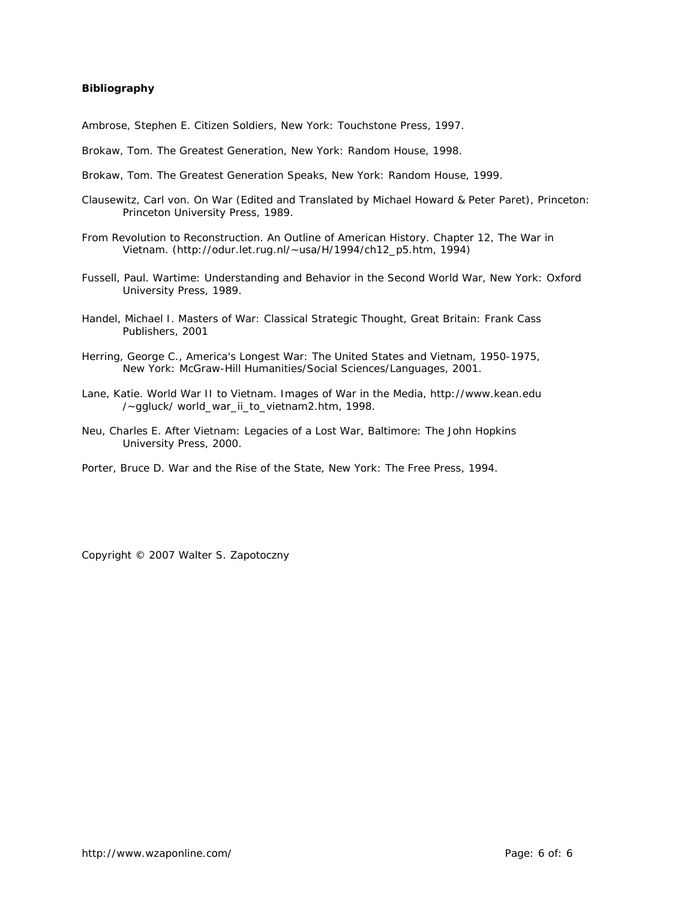**Bibliography**

Ambrose, Stephen E. Citizen Soldiers, New York: Touchstone Press, 1997.

Brokaw, Tom. The Greatest Generation, New York: Random House, 1998.

Brokaw, Tom. The Greatest Generation Speaks, New York: Random House, 1999.

Clausewitz, Carl von. On War (Edited and Translated by Michael Howard & Peter Paret), Princeton: Princeton University Press, 1989.

From Revolution to Reconstruction. An Outline of American History. Chapter 12, The War in Vietnam. (http://odur.let.rug.nl/~usa/H/1994/ch12_p5.htm, 1994)

Fussell, Paul. Wartime: Understanding and Behavior in the Second World War, New York: Oxford University Press, 1989.

Handel, Michael I. Masters of War: Classical Strategic Thought, Great Britain: Frank Cass Publishers, 2001

Herring, George C., America's Longest War: The United States and Vietnam, 1950-1975, New York: McGraw-Hill Humanities/Social Sciences/Languages, 2001.

Lane, Katie. World War II to Vietnam. Images of War in the Media, http://www.kean.edu /~ggluck/ world_war_ii_to_vietnam2.htm, 1998.

Neu, Charles E. After Vietnam: Legacies of a Lost War, Baltimore: The John Hopkins University Press, 2000.

Porter, Bruce D. War and the Rise of the State, New York: The Free Press, 1994.

Copyright © 2007 Walter S. Zapotoczny